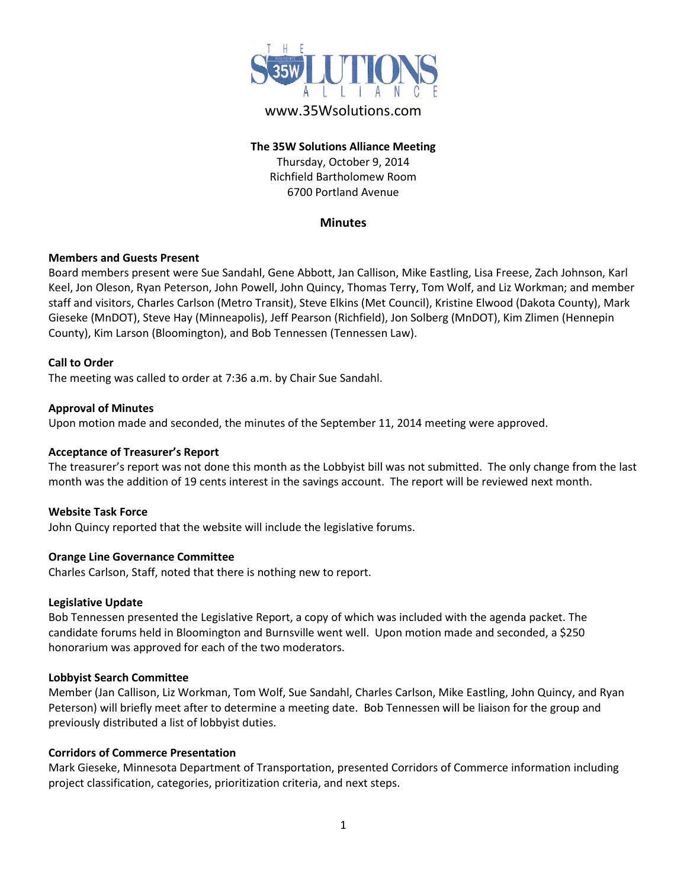THE 35W SOLUTIONS ALLIANCE

www.35Wsolutions.com

**The 35W Solutions Alliance Meeting**
Thursday, October 9, 2014
Richfield Bartholomew Room
6700 Portland Avenue

## Minutes

**Members and Guests Present**
Board members present were Sue Sandahl, Gene Abbott, Jan Callison, Mike Eastling, Lisa Freese, Zach Johnson, Karl Keel, Jon Oleson, Ryan Peterson, John Powell, John Quincy, Thomas Terry, Tom Wolf, and Liz Workman; and member staff and visitors, Charles Carlson (Metro Transit), Steve Elkins (Met Council), Kristine Elwood (Dakota County), Mark Gieseke (MnDOT), Steve Hay (Minneapolis), Jeff Pearson (Richfield), Jon Solberg (MnDOT), Kim Zlimen (Hennepin County), Kim Larson (Bloomington), and Bob Tennessen (Tennessen Law).

**Call to Order**
The meeting was called to order at 7:36 a.m. by Chair Sue Sandahl.

**Approval of Minutes**
Upon motion made and seconded, the minutes of the September 11, 2014 meeting were approved.

**Acceptance of Treasurer's Report**
The treasurer's report was not done this month as the Lobbyist bill was not submitted. The only change from the last month was the addition of 19 cents interest in the savings account. The report will be reviewed next month.

**Website Task Force**
John Quincy reported that the website will include the legislative forums.

**Orange Line Governance Committee**
Charles Carlson, Staff, noted that there is nothing new to report.

**Legislative Update**
Bob Tennessen presented the Legislative Report, a copy of which was included with the agenda packet. The candidate forums held in Bloomington and Burnsville went well. Upon motion made and seconded, a $250 honorarium was approved for each of the two moderators.

**Lobbyist Search Committee**
Member (Jan Callison, Liz Workman, Tom Wolf, Sue Sandahl, Charles Carlson, Mike Eastling, John Quincy, and Ryan Peterson) will briefly meet after to determine a meeting date. Bob Tennessen will be liaison for the group and previously distributed a list of lobbyist duties.

**Corridors of Commerce Presentation**
Mark Gieseke, Minnesota Department of Transportation, presented Corridors of Commerce information including project classification, categories, prioritization criteria, and next steps.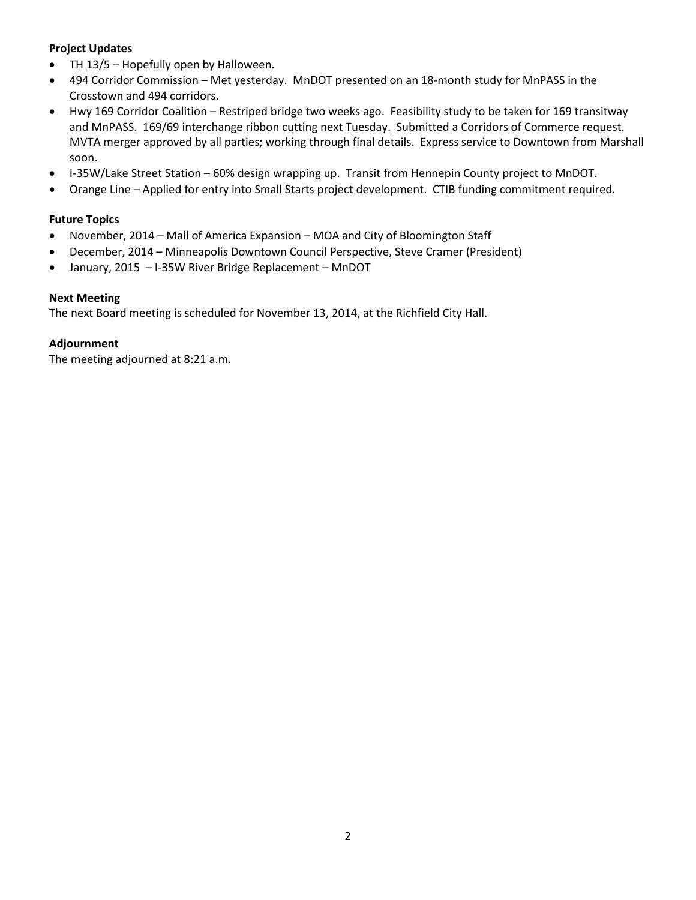**Project Updates**

- TH 13/5 – Hopefully open by Halloween.
- 494 Corridor Commission – Met yesterday. MnDOT presented on an 18-month study for MnPASS in the Crosstown and 494 corridors.
- Hwy 169 Corridor Coalition – Restriped bridge two weeks ago. Feasibility study to be taken for 169 transitway and MnPASS. 169/69 interchange ribbon cutting next Tuesday. Submitted a Corridors of Commerce request. MVTA merger approved by all parties; working through final details. Express service to Downtown from Marshall soon.
- I-35W/Lake Street Station – 60% design wrapping up. Transit from Hennepin County project to MnDOT.
- Orange Line – Applied for entry into Small Starts project development. CTIB funding commitment required.

**Future Topics**

- November, 2014 – Mall of America Expansion – MOA and City of Bloomington Staff
- December, 2014 – Minneapolis Downtown Council Perspective, Steve Cramer (President)
- January, 2015 – I-35W River Bridge Replacement – MnDOT

**Next Meeting**

The next Board meeting is scheduled for November 13, 2014, at the Richfield City Hall.

**Adjournment**

The meeting adjourned at 8:21 a.m.